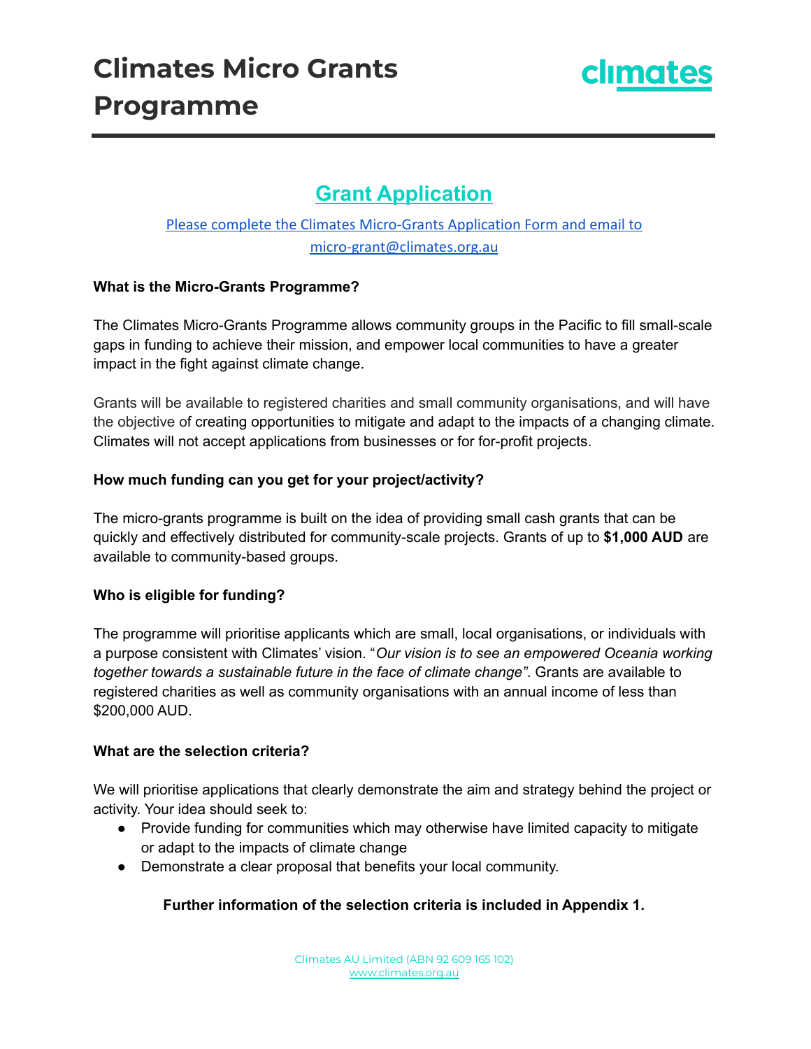# Climates Micro Grants Programme

climates

## Grant Application

Please complete the Climates Micro-Grants Application Form and email to micro-grant@climates.org.au

**What is the Micro-Grants Programme?**

The Climates Micro-Grants Programme allows community groups in the Pacific to fill small-scale gaps in funding to achieve their mission, and empower local communities to have a greater impact in the fight against climate change.

Grants will be available to registered charities and small community organisations, and will have the objective of creating opportunities to mitigate and adapt to the impacts of a changing climate. Climates will not accept applications from businesses or for for-profit projects.

**How much funding can you get for your project/activity?**

The micro-grants programme is built on the idea of providing small cash grants that can be quickly and effectively distributed for community-scale projects. Grants of up to **$1,000 AUD** are available to community-based groups.

**Who is eligible for funding?**

The programme will prioritise applicants which are small, local organisations, or individuals with a purpose consistent with Climates' vision. "*Our vision is to see an empowered Oceania working together towards a sustainable future in the face of climate change"*. Grants are available to registered charities as well as community organisations with an annual income of less than $200,000 AUD.

**What are the selection criteria?**

We will prioritise applications that clearly demonstrate the aim and strategy behind the project or activity. Your idea should seek to:

- Provide funding for communities which may otherwise have limited capacity to mitigate or adapt to the impacts of climate change
- Demonstrate a clear proposal that benefits your local community.

**Further information of the selection criteria is included in Appendix 1.**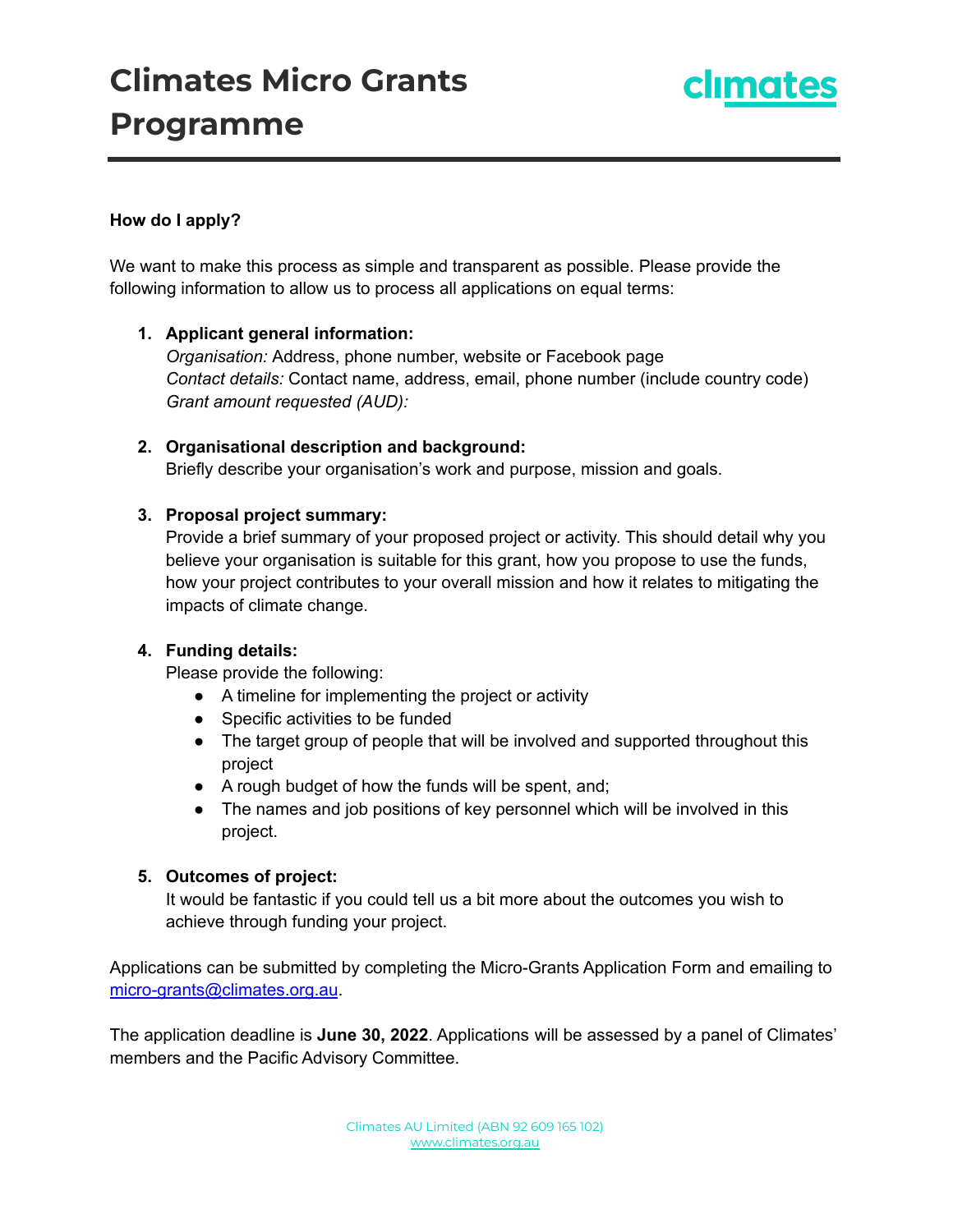# Climates Micro Grants Programme

**How do I apply?**

We want to make this process as simple and transparent as possible. Please provide the following information to allow us to process all applications on equal terms:

1. **Applicant general information:**
   *Organisation:* Address, phone number, website or Facebook page
   *Contact details:* Contact name, address, email, phone number (include country code)
   *Grant amount requested (AUD):*

2. **Organisational description and background:**
   Briefly describe your organisation's work and purpose, mission and goals.

3. **Proposal project summary:**
   Provide a brief summary of your proposed project or activity. This should detail why you believe your organisation is suitable for this grant, how you propose to use the funds, how your project contributes to your overall mission and how it relates to mitigating the impacts of climate change.

4. **Funding details:**
   Please provide the following:
   - A timeline for implementing the project or activity
   - Specific activities to be funded
   - The target group of people that will be involved and supported throughout this project
   - A rough budget of how the funds will be spent, and;
   - The names and job positions of key personnel which will be involved in this project.

5. **Outcomes of project:**
   It would be fantastic if you could tell us a bit more about the outcomes you wish to achieve through funding your project.

Applications can be submitted by completing the Micro-Grants Application Form and emailing to micro-grants@climates.org.au.

The application deadline is **June 30, 2022**. Applications will be assessed by a panel of Climates' members and the Pacific Advisory Committee.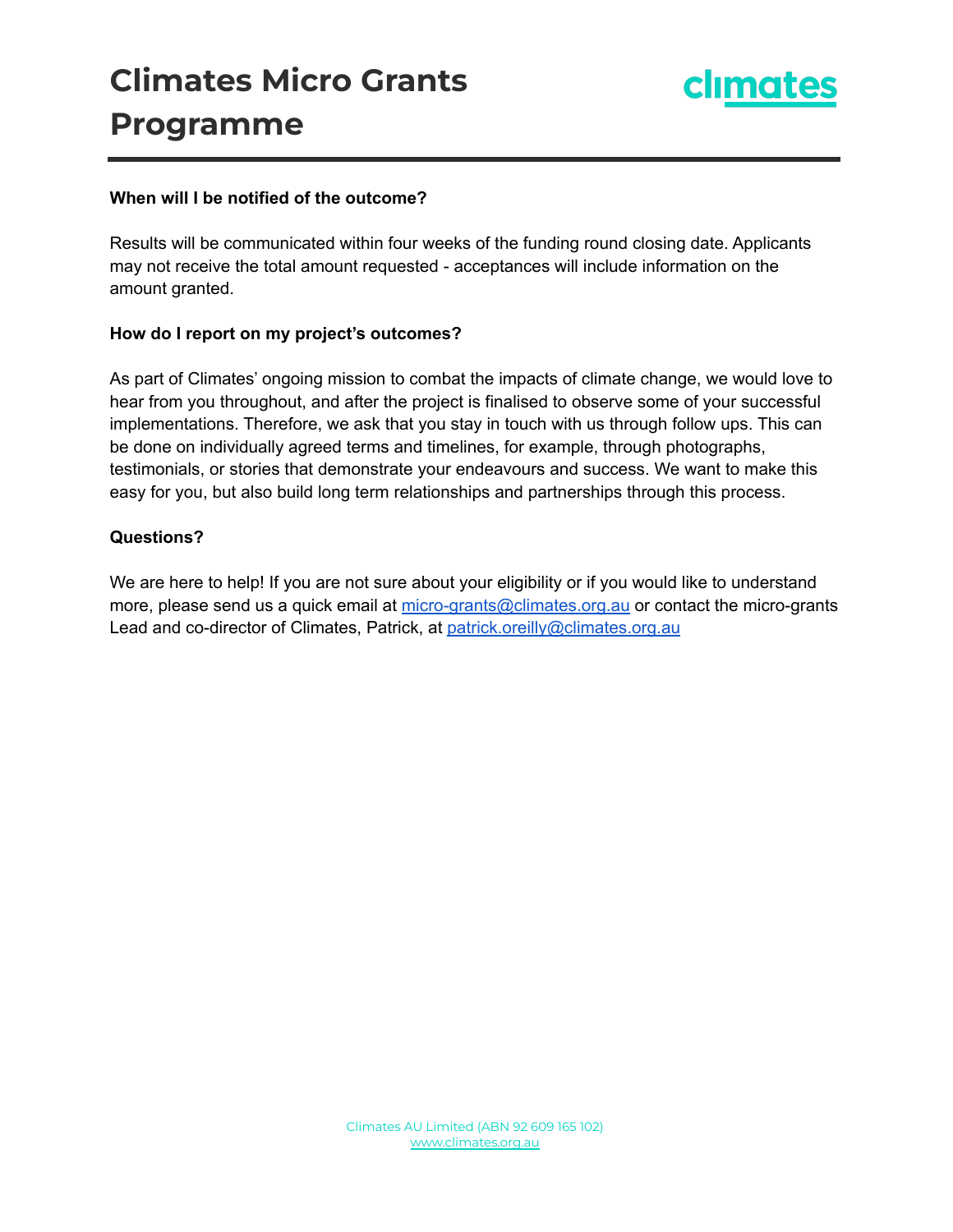**When will I be notified of the outcome?**

Results will be communicated within four weeks of the funding round closing date. Applicants may not receive the total amount requested - acceptances will include information on the amount granted.

**How do I report on my project's outcomes?**

As part of Climates' ongoing mission to combat the impacts of climate change, we would love to hear from you throughout, and after the project is finalised to observe some of your successful implementations. Therefore, we ask that you stay in touch with us through follow ups. This can be done on individually agreed terms and timelines, for example, through photographs, testimonials, or stories that demonstrate your endeavours and success. We want to make this easy for you, but also build long term relationships and partnerships through this process.

**Questions?**

We are here to help! If you are not sure about your eligibility or if you would like to understand more, please send us a quick email at [micro-grants@climates.org.au](mailto:micro-grants@climates.org.au) or contact the micro-grants Lead and co-director of Climates, Patrick, at [patrick.oreilly@climates.org.au](mailto:patrick.oreilly@climates.org.au)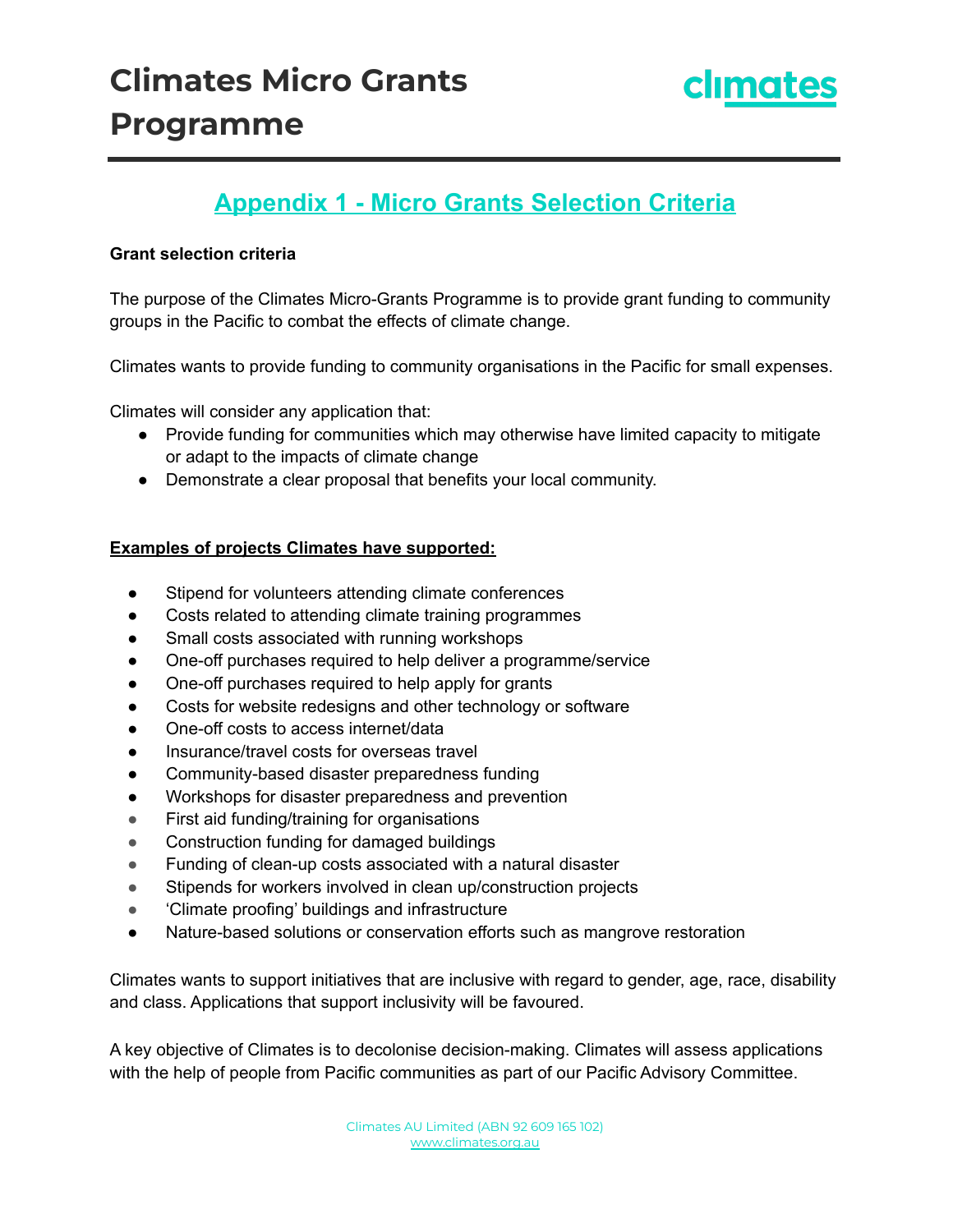# Climates Micro Grants Programme

## Appendix 1 - Micro Grants Selection Criteria

**Grant selection criteria**

The purpose of the Climates Micro-Grants Programme is to provide grant funding to community groups in the Pacific to combat the effects of climate change.

Climates wants to provide funding to community organisations in the Pacific for small expenses.

Climates will consider any application that:

- Provide funding for communities which may otherwise have limited capacity to mitigate or adapt to the impacts of climate change
- Demonstrate a clear proposal that benefits your local community.

**Examples of projects Climates have supported:**

- Stipend for volunteers attending climate conferences
- Costs related to attending climate training programmes
- Small costs associated with running workshops
- One-off purchases required to help deliver a programme/service
- One-off purchases required to help apply for grants
- Costs for website redesigns and other technology or software
- One-off costs to access internet/data
- Insurance/travel costs for overseas travel
- Community-based disaster preparedness funding
- Workshops for disaster preparedness and prevention
- First aid funding/training for organisations
- Construction funding for damaged buildings
- Funding of clean-up costs associated with a natural disaster
- Stipends for workers involved in clean up/construction projects
- 'Climate proofing' buildings and infrastructure
- Nature-based solutions or conservation efforts such as mangrove restoration

Climates wants to support initiatives that are inclusive with regard to gender, age, race, disability and class. Applications that support inclusivity will be favoured.

A key objective of Climates is to decolonise decision-making. Climates will assess applications with the help of people from Pacific communities as part of our Pacific Advisory Committee.